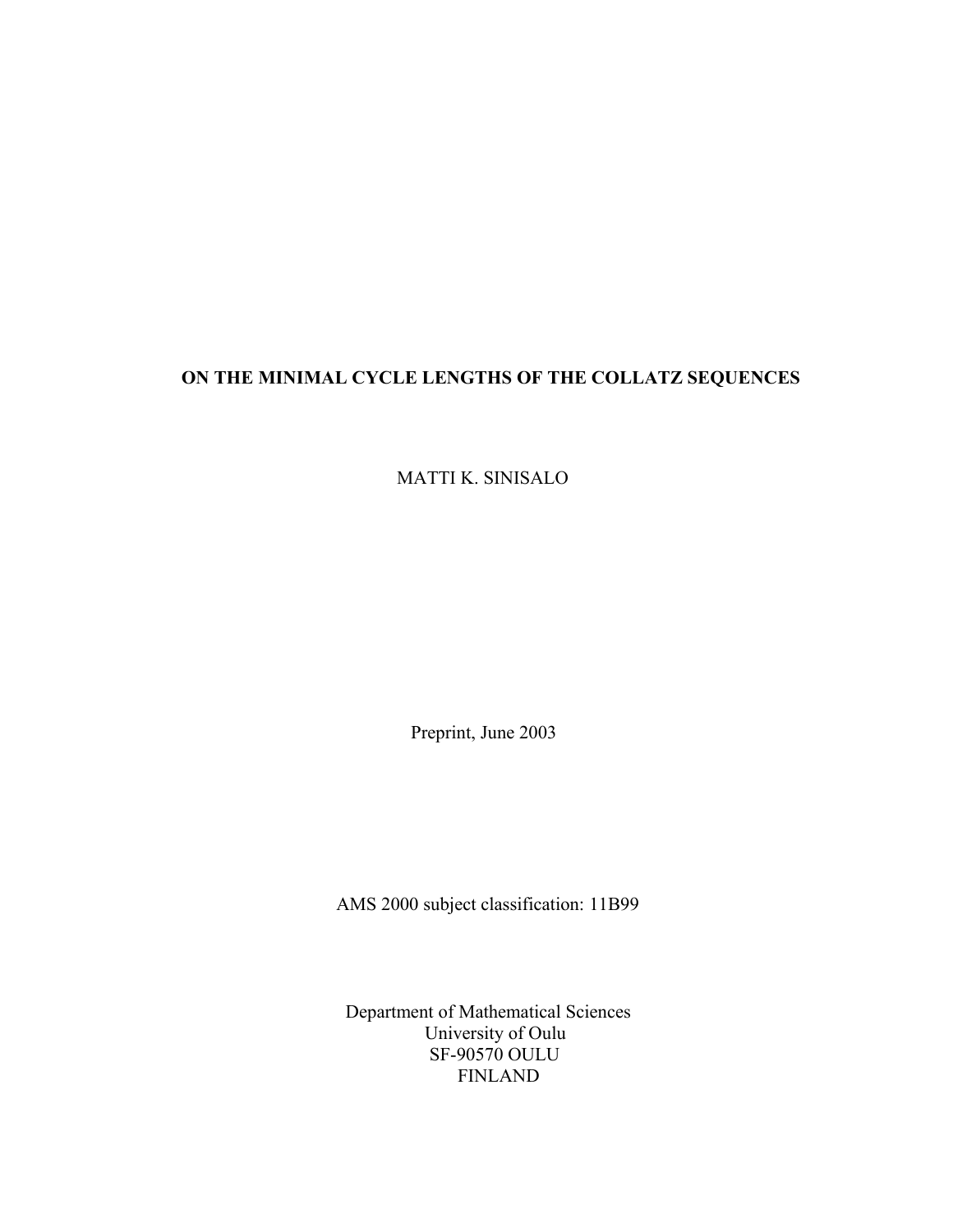# ON THE MINIMAL CYCLE LENGTHS OF THE COLLATZ SEQUENCES

MATTI K. SINISALO

Preprint, June 2003

AMS 2000 subject classification: 11B99

Department of Mathematical Sciences
University of Oulu
SF-90570 OULU
FINLAND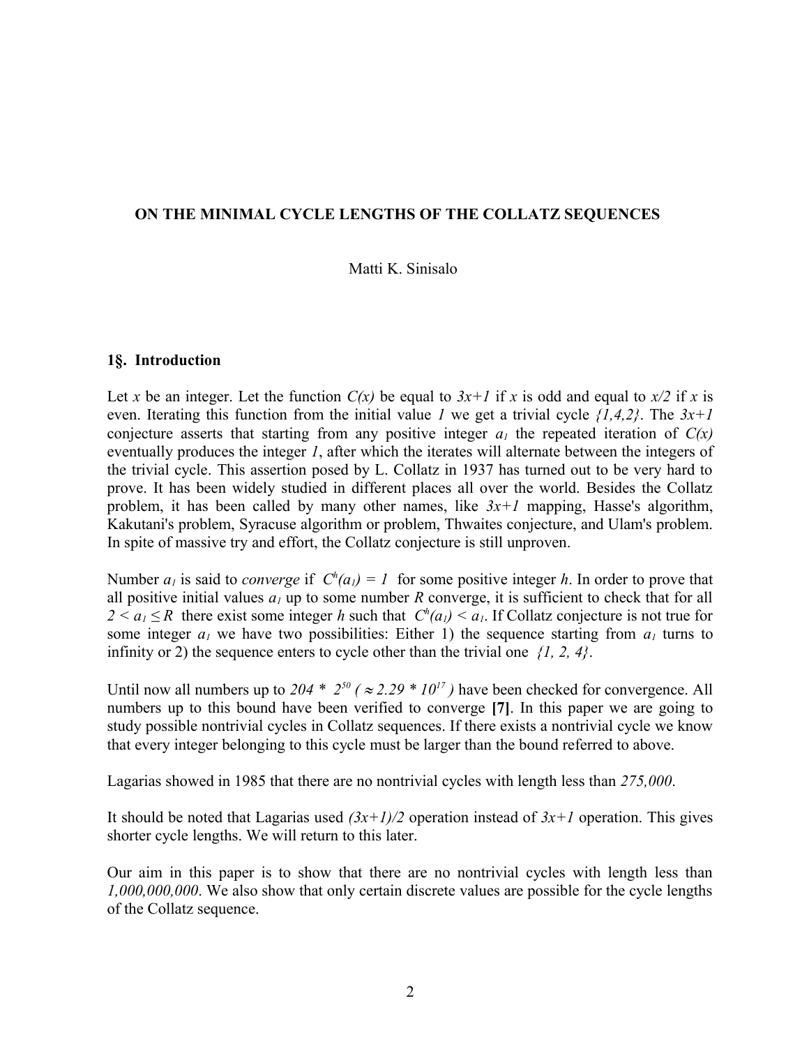**ON THE MINIMAL CYCLE LENGTHS OF THE COLLATZ SEQUENCES**

Matti K. Sinisalo

## 1§. Introduction

Let $x$ be an integer. Let the function $C(x)$ be equal to $3x+1$ if $x$ is odd and equal to $x/2$ if $x$ is even. Iterating this function from the initial value $1$ we get a trivial cycle $\{1,4,2\}$. The $3x+1$ conjecture asserts that starting from any positive integer $a_1$ the repeated iteration of $C(x)$ eventually produces the integer $1$, after which the iterates will alternate between the integers of the trivial cycle. This assertion posed by L. Collatz in 1937 has turned out to be very hard to prove. It has been widely studied in different places all over the world. Besides the Collatz problem, it has been called by many other names, like $3x+1$ mapping, Hasse's algorithm, Kakutani's problem, Syracuse algorithm or problem, Thwaites conjecture, and Ulam's problem. In spite of massive try and effort, the Collatz conjecture is still unproven.

Number $a_1$ is said to *converge* if $C^h(a_1) = 1$ for some positive integer $h$. In order to prove that all positive initial values $a_1$ up to some number $R$ converge, it is sufficient to check that for all $2 < a_1 \leq R$ there exist some integer $h$ such that $C^h(a_1) < a_1$. If Collatz conjecture is not true for some integer $a_1$ we have two possibilities: Either 1) the sequence starting from $a_1$ turns to infinity or 2) the sequence enters to cycle other than the trivial one $\{1, 2, 4\}$.

Until now all numbers up to $204 * 2^{50}$ ($\approx 2.29 * 10^{17}$) have been checked for convergence. All numbers up to this bound have been verified to converge **[7]**. In this paper we are going to study possible nontrivial cycles in Collatz sequences. If there exists a nontrivial cycle we know that every integer belonging to this cycle must be larger than the bound referred to above.

Lagarias showed in 1985 that there are no nontrivial cycles with length less than *275,000*.

It should be noted that Lagarias used $(3x+1)/2$ operation instead of $3x+1$ operation. This gives shorter cycle lengths. We will return to this later.

Our aim in this paper is to show that there are no nontrivial cycles with length less than *1,000,000,000*. We also show that only certain discrete values are possible for the cycle lengths of the Collatz sequence.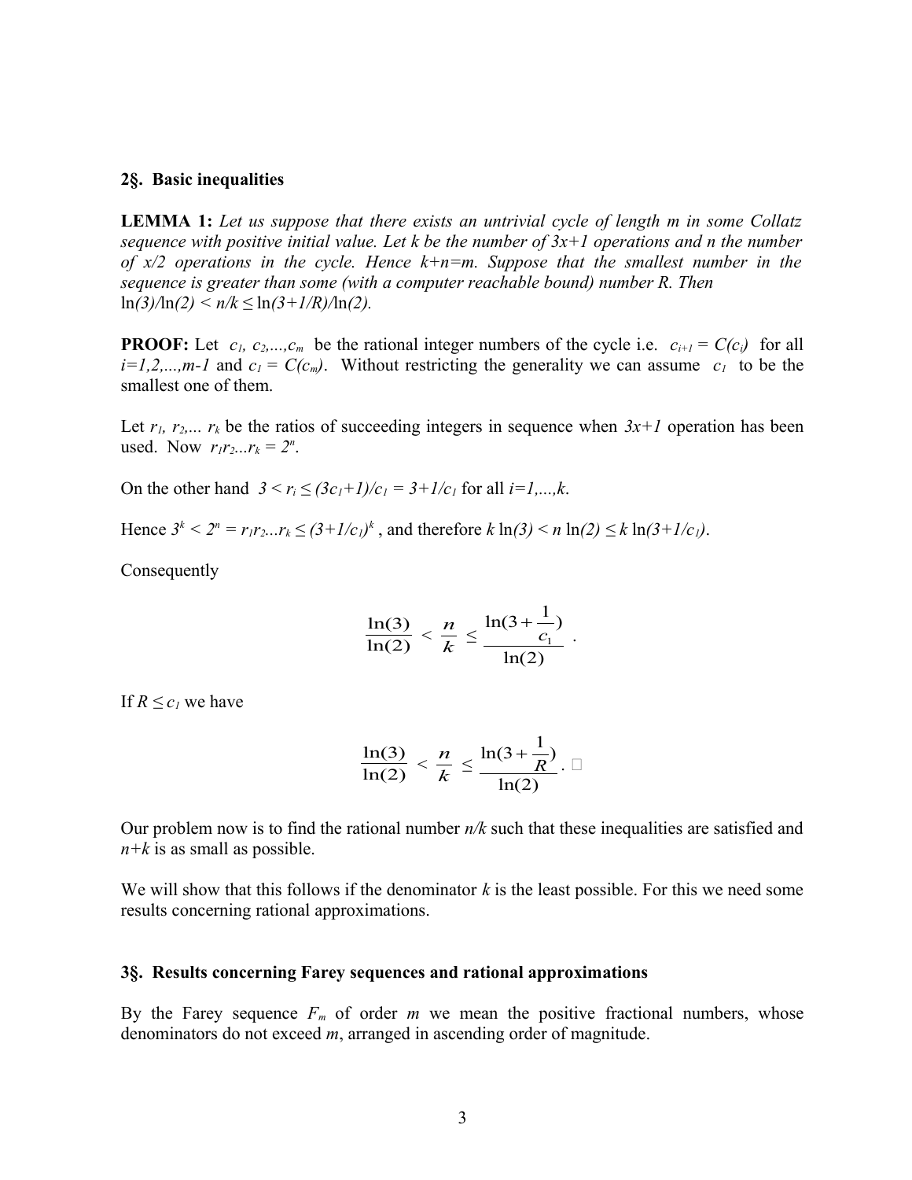## 2§. Basic inequalities

**LEMMA 1:** *Let us suppose that there exists an untrivial cycle of length m in some Collatz sequence with positive initial value. Let k be the number of 3x+1 operations and n the number of x/2 operations in the cycle. Hence k+n=m. Suppose that the smallest number in the sequence is greater than some (with a computer reachable bound) number R. Then* $\ln(3)/\ln(2) < n/k \leq \ln(3+1/R)/\ln(2)$.

**PROOF:** Let $c_1, c_2, \ldots, c_m$ be the rational integer numbers of the cycle i.e. $c_{i+1} = C(c_i)$ for all $i=1,2,\ldots,m-1$ and $c_1 = C(c_m)$. Without restricting the generality we can assume $c_1$ to be the smallest one of them.

Let $r_1, r_2, \ldots r_k$ be the ratios of succeeding integers in sequence when $3x+1$ operation has been used. Now $r_1 r_2 \ldots r_k = 2^n$.

On the other hand $3 < r_i \leq (3c_1+1)/c_1 = 3+1/c_1$ for all $i=1,\ldots,k$.

Hence $3^k < 2^n = r_1 r_2 \ldots r_k \leq (3+1/c_1)^k$, and therefore $k \ln(3) < n \ln(2) \leq k \ln(3+1/c_1)$.

Consequently

$$\frac{\ln(3)}{\ln(2)} < \frac{n}{k} \leq \frac{\ln(3+\frac{1}{c_1})}{\ln(2)} .$$

If $R \leq c_1$ we have

$$\frac{\ln(3)}{\ln(2)} < \frac{n}{k} \leq \frac{\ln(3+\frac{1}{R})}{\ln(2)} . \square$$

Our problem now is to find the rational number $n/k$ such that these inequalities are satisfied and $n+k$ is as small as possible.

We will show that this follows if the denominator $k$ is the least possible. For this we need some results concerning rational approximations.

## 3§. Results concerning Farey sequences and rational approximations

By the Farey sequence $F_m$ of order $m$ we mean the positive fractional numbers, whose denominators do not exceed $m$, arranged in ascending order of magnitude.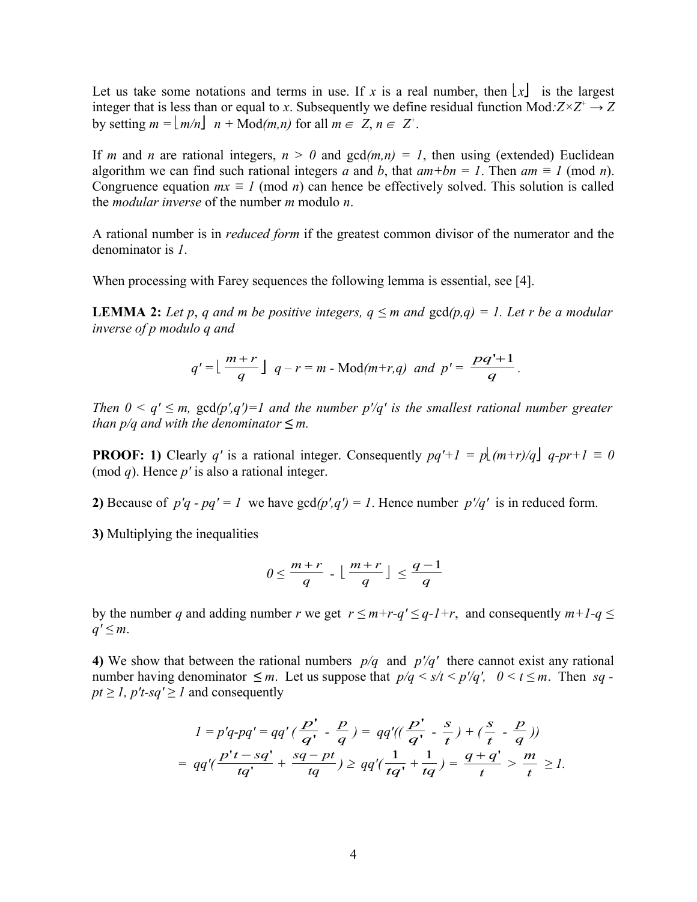Let us take some notations and terms in use. If $x$ is a real number, then $\lfloor x \rfloor$ is the largest integer that is less than or equal to $x$. Subsequently we define residual function Mod$: Z \times Z^{+} \rightarrow Z$ by setting $m = \lfloor m/n \rfloor \; n + \text{Mod}(m,n)$ for all $m \in Z$, $n \in Z^{+}$.

If $m$ and $n$ are rational integers, $n > 0$ and $\gcd(m,n) = 1$, then using (extended) Euclidean algorithm we can find such rational integers $a$ and $b$, that $am+bn = 1$. Then $am \equiv 1 \pmod{n}$. Congruence equation $mx \equiv 1 \pmod{n}$ can hence be effectively solved. This solution is called the *modular inverse* of the number $m$ modulo $n$.

A rational number is in *reduced form* if the greatest common divisor of the numerator and the denominator is $1$.

When processing with Farey sequences the following lemma is essential, see [4].

**LEMMA 2:** *Let $p$, $q$ and $m$ be positive integers, $q \le m$ and $\gcd(p,q) = 1$. Let $r$ be a modular inverse of $p$ modulo $q$ and*

$$q' = \left\lfloor \frac{m+r}{q} \right\rfloor q - r = m - \text{Mod}(m+r,q) \quad \text{and} \quad p' = \frac{pq'+1}{q}.$$

*Then $0 < q' \le m$, $\gcd(p',q')=1$ and the number $p'/q'$ is the smallest rational number greater than $p/q$ and with the denominator $\le m$.*

**PROOF: 1)** Clearly $q'$ is a rational integer. Consequently $pq'+1 = p\lfloor (m+r)/q \rfloor q - pr+1 \equiv 0 \pmod{q}$. Hence $p'$ is also a rational integer.

**2)** Because of $p'q - pq' = 1$ we have $\gcd(p',q') = 1$. Hence number $p'/q'$ is in reduced form.

**3)** Multiplying the inequalities

$$0 \le \frac{m+r}{q} - \left\lfloor \frac{m+r}{q} \right\rfloor \le \frac{q-1}{q}$$

by the number $q$ and adding number $r$ we get $r \le m+r-q' \le q-1+r$, and consequently $m+1-q \le q' \le m$.

**4)** We show that between the rational numbers $p/q$ and $p'/q'$ there cannot exist any rational number having denominator $\le m$. Let us suppose that $p/q < s/t < p'/q'$, $0 < t \le m$. Then $sq - pt \ge 1$, $p't - sq' \ge 1$ and consequently

$$1 = p'q - pq' = qq'\left(\frac{p'}{q'} - \frac{p}{q}\right) = qq'\left(\left(\frac{p'}{q'} - \frac{s}{t}\right) + \left(\frac{s}{t} - \frac{p}{q}\right)\right)$$

$$= qq'\left(\frac{p't - sq'}{tq'} + \frac{sq - pt}{tq}\right) \ge qq'\left(\frac{1}{tq'} + \frac{1}{tq}\right) = \frac{q+q'}{t} > \frac{m}{t} \ge 1.$$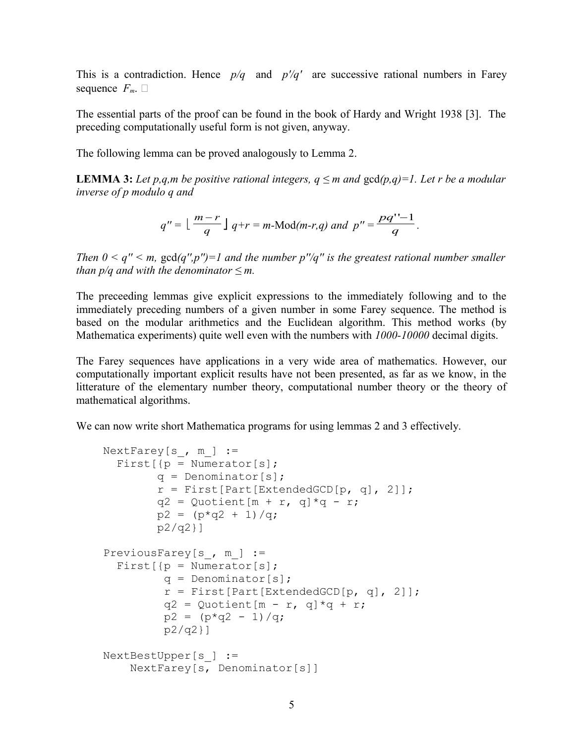This is a contradiction. Hence $p/q$ and $p'/q'$ are successive rational numbers in Farey sequence $F_m$. □

The essential parts of the proof can be found in the book of Hardy and Wright 1938 [3]. The preceding computationally useful form is not given, anyway.

The following lemma can be proved analogously to Lemma 2.

**LEMMA 3:** *Let p,q,m be positive rational integers, $q \le m$ and* gcd*(p,q)=1. Let r be a modular inverse of p modulo q and*

$$q'' = \left\lfloor \frac{m-r}{q} \right\rfloor q + r = m\text{-Mod}(m-r,q) \text{ and } p'' = \frac{pq''-1}{q}.$$

*Then $0 < q'' < m$,* gcd*(q'',p'')=1 and the number p''/q'' is the greatest rational number smaller than p/q and with the denominator $\le m$.*

The preceeding lemmas give explicit expressions to the immediately following and to the immediately preceding numbers of a given number in some Farey sequence. The method is based on the modular arithmetics and the Euclidean algorithm. This method works (by Mathematica experiments) quite well even with the numbers with *1000-10000* decimal digits.

The Farey sequences have applications in a very wide area of mathematics. However, our computationally important explicit results have not been presented, as far as we know, in the litterature of the elementary number theory, computational number theory or the theory of mathematical algorithms.

We can now write short Mathematica programs for using lemmas 2 and 3 effectively.

```
NextFarey[s_, m_] :=
  First[{p = Numerator[s];
        q = Denominator[s];
        r = First[Part[ExtendedGCD[p, q], 2]];
        q2 = Quotient[m + r, q]*q - r;
        p2 = (p*q2 + 1)/q;
        p2/q2}]

PreviousFarey[s_, m_] :=
  First[{p = Numerator[s];
         q = Denominator[s];
         r = First[Part[ExtendedGCD[p, q], 2]];
         q2 = Quotient[m - r, q]*q + r;
         p2 = (p*q2 - 1)/q;
         p2/q2}]

NextBestUpper[s_] :=
    NextFarey[s, Denominator[s]]
```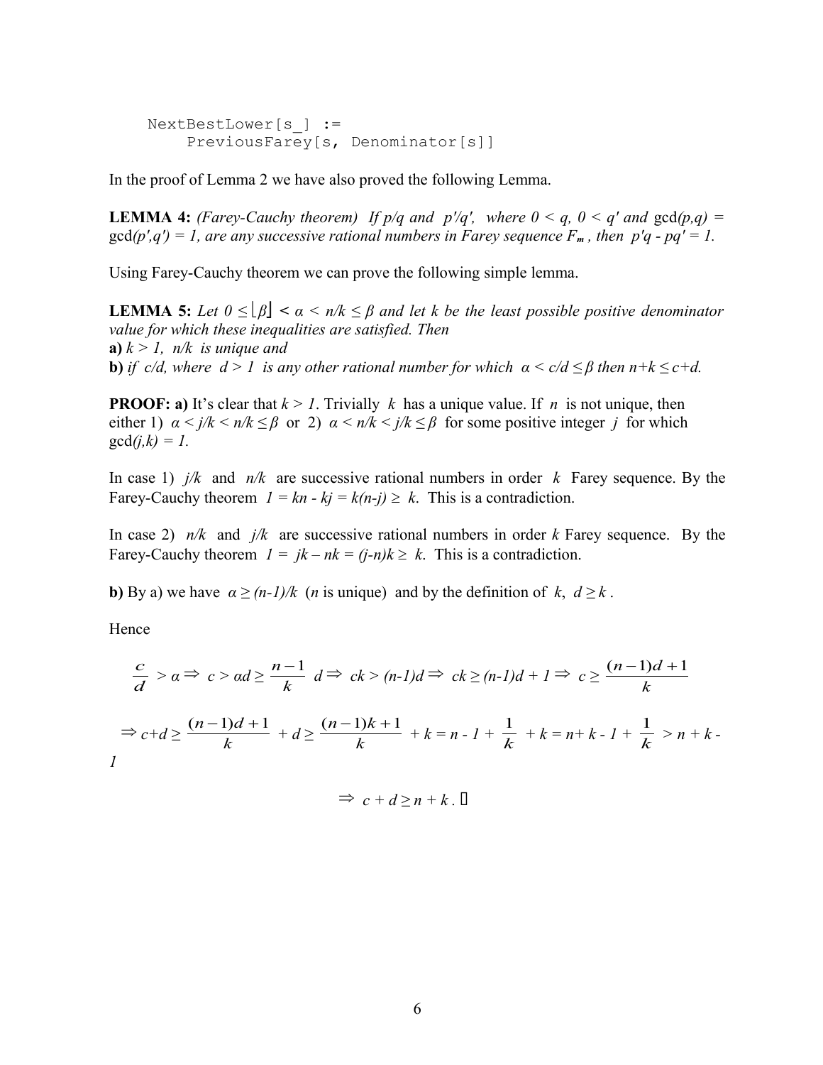```
NextBestLower[s_] :=
    PreviousFarey[s, Denominator[s]]
```

In the proof of Lemma 2 we have also proved the following Lemma.

**LEMMA 4:** *(Farey-Cauchy theorem) If $p/q$ and $p'/q'$, where $0 < q$, $0 < q'$ and* gcd*$(p,q)$ =* gcd*$(p',q') = 1$, are any successive rational numbers in Farey sequence $F_m$, then $p'q - pq' = 1$.*

Using Farey-Cauchy theorem we can prove the following simple lemma.

**LEMMA 5:** *Let $0 \leq \lfloor\beta\rfloor < \alpha < n/k \leq \beta$ and let $k$ be the least possible positive denominator value for which these inequalities are satisfied. Then*
**a)** *$k > 1$, $n/k$ is unique and*
**b)** *if $c/d$, where $d > 1$ is any other rational number for which $\alpha < c/d \leq \beta$ then $n+k \leq c+d$.*

**PROOF: a)** It's clear that $k > 1$. Trivially $k$ has a unique value. If $n$ is not unique, then either 1) $\alpha < j/k < n/k \leq \beta$ or 2) $\alpha < n/k < j/k \leq \beta$ for some positive integer $j$ for which gcd$(j,k) = 1$.

In case 1) $j/k$ and $n/k$ are successive rational numbers in order $k$ Farey sequence. By the Farey-Cauchy theorem $1 = kn - kj = k(n-j) \geq k$. This is a contradiction.

In case 2) $n/k$ and $j/k$ are successive rational numbers in order $k$ Farey sequence. By the Farey-Cauchy theorem $1 = jk - nk = (j-n)k \geq k$. This is a contradiction.

**b)** By a) we have $\alpha \geq (n-1)/k$ ($n$ is unique) and by the definition of $k$, $d \geq k$.

Hence

$$\frac{c}{d} > \alpha \Rightarrow c > \alpha d \geq \frac{n-1}{k} d \Rightarrow ck > (n-1)d \Rightarrow ck \geq (n-1)d + 1 \Rightarrow c \geq \frac{(n-1)d+1}{k}$$

$$\Rightarrow c+d \geq \frac{(n-1)d+1}{k} + d \geq \frac{(n-1)k+1}{k} + k = n - 1 + \frac{1}{k} + k = n + k - 1 + \frac{1}{k} > n + k - 1$$

$$\Rightarrow c + d \geq n + k. \ \square$$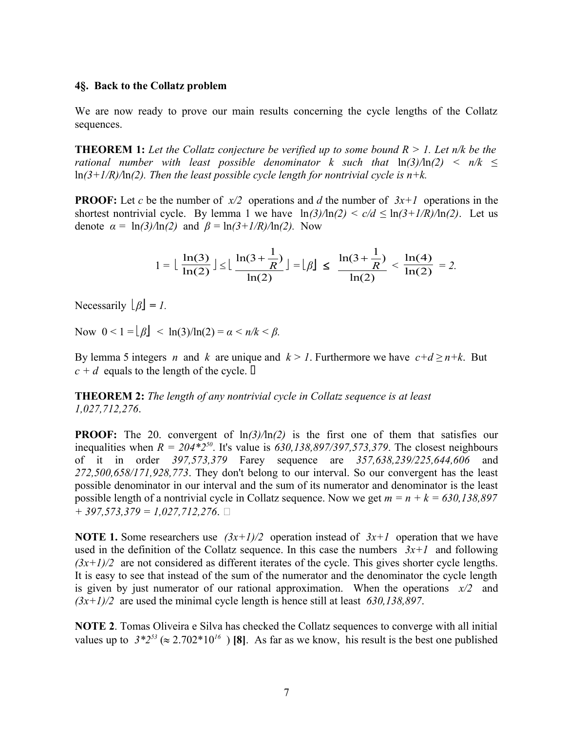## 4§. Back to the Collatz problem

We are now ready to prove our main results concerning the cycle lengths of the Collatz sequences.

**THEOREM 1:** *Let the Collatz conjecture be verified up to some bound $R > 1$. Let $n/k$ be the rational number with least possible denominator $k$ such that $\ln(3)/\ln(2) < n/k \leq \ln(3+1/R)/\ln(2)$. Then the least possible cycle length for nontrivial cycle is $n+k$.*

**PROOF:** Let $c$ be the number of $x/2$ operations and $d$ the number of $3x+1$ operations in the shortest nontrivial cycle. By lemma 1 we have $\ln(3)/\ln(2) < c/d \leq \ln(3+1/R)/\ln(2)$. Let us denote $\alpha = \ln(3)/\ln(2)$ and $\beta = \ln(3+1/R)/\ln(2)$. Now

$$1 = \left\lfloor \frac{\ln(3)}{\ln(2)} \right\rfloor \leq \left\lfloor \frac{\ln(3+\frac{1}{R})}{\ln(2)} \right\rfloor = \lfloor \beta \rfloor \leq \frac{\ln(3+\frac{1}{R})}{\ln(2)} < \frac{\ln(4)}{\ln(2)} = 2.$$

Necessarily $\lfloor \beta \rfloor = 1$.

Now $0 < 1 = \lfloor \beta \rfloor < \ln(3)/\ln(2) = \alpha < n/k < \beta$.

By lemma 5 integers $n$ and $k$ are unique and $k > 1$. Furthermore we have $c+d \geq n+k$. But $c + d$ equals to the length of the cycle. □

**THEOREM 2:** *The length of any nontrivial cycle in Collatz sequence is at least 1,027,712,276.*

**PROOF:** The 20. convergent of $\ln(3)/\ln(2)$ is the first one of them that satisfies our inequalities when $R = 204*2^{50}$. It's value is *630,138,897/397,573,379*. The closest neighbours of it in order *397,573,379* Farey sequence are *357,638,239/225,644,606* and *272,500,658/171,928,773*. They don't belong to our interval. So our convergent has the least possible denominator in our interval and the sum of its numerator and denominator is the least possible length of a nontrivial cycle in Collatz sequence. Now we get $m = n + k = 630{,}138{,}897 + 397{,}573{,}379 = 1{,}027{,}712{,}276$. □

**NOTE 1.** Some researchers use $(3x+1)/2$ operation instead of $3x+1$ operation that we have used in the definition of the Collatz sequence. In this case the numbers $3x+1$ and following $(3x+1)/2$ are not considered as different iterates of the cycle. This gives shorter cycle lengths. It is easy to see that instead of the sum of the numerator and the denominator the cycle length is given by just numerator of our rational approximation. When the operations $x/2$ and $(3x+1)/2$ are used the minimal cycle length is hence still at least *630,138,897*.

**NOTE 2**. Tomas Oliveira e Silva has checked the Collatz sequences to converge with all initial values up to $3*2^{53}$ ($\approx 2.702*10^{16}$) **[8]**. As far as we know, his result is the best one published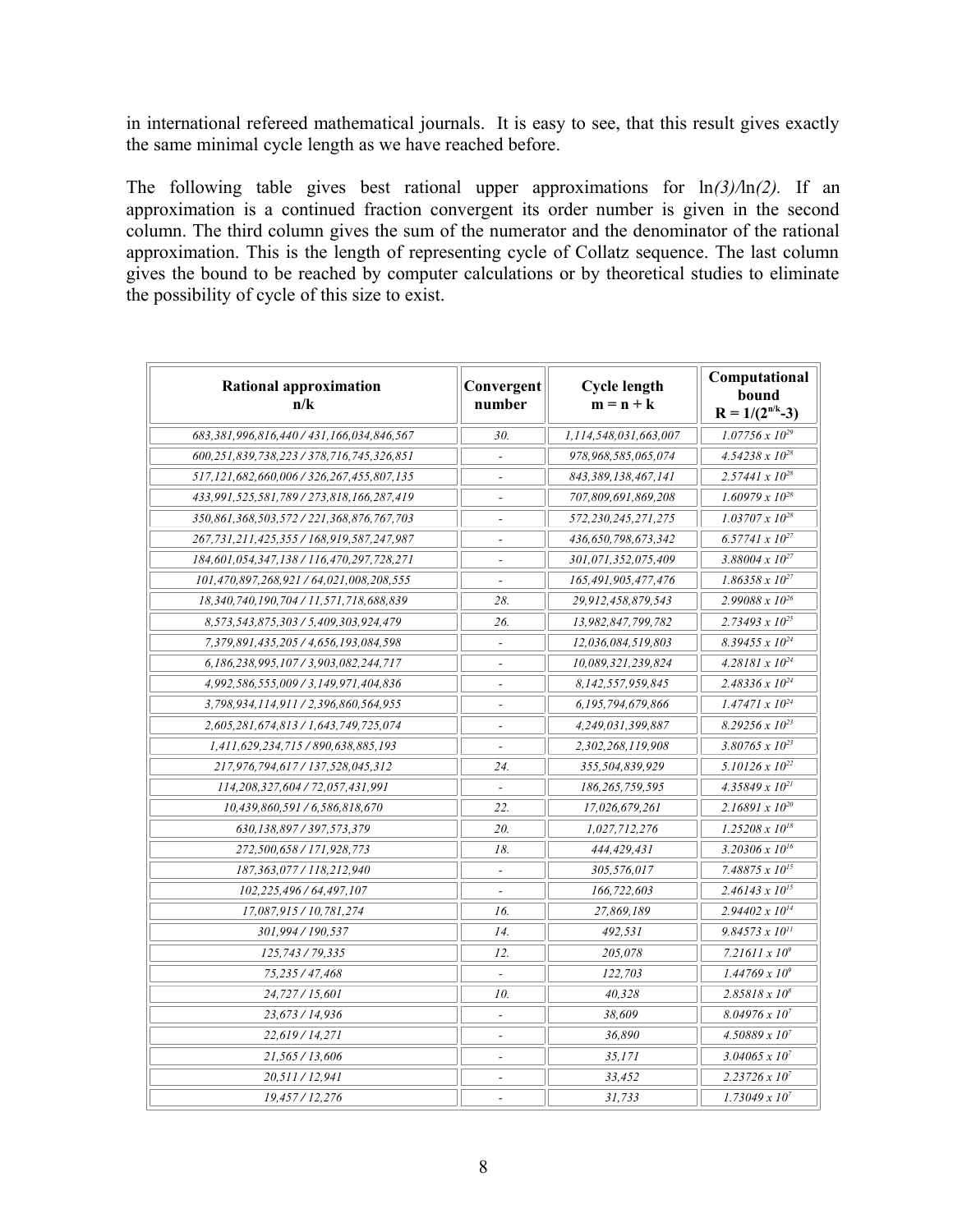in international refereed mathematical journals. It is easy to see, that this result gives exactly the same minimal cycle length as we have reached before.

The following table gives best rational upper approximations for ln*(3)/*ln*(2).* If an approximation is a continued fraction convergent its order number is given in the second column. The third column gives the sum of the numerator and the denominator of the rational approximation. This is the length of representing cycle of Collatz sequence. The last column gives the bound to be reached by computer calculations or by theoretical studies to eliminate the possibility of cycle of this size to exist.

| **Rational approximation n/k** | **Convergent number** | **Cycle length m = n + k** | **Computational bound $R = 1/(2^{n/k}-3)$** |
|---|---|---|---|
| 683,381,996,816,440 / 431,166,034,846,567 | 30. | 1,114,548,031,663,007 | $1.07756 \times 10^{29}$ |
| 600,251,839,738,223 / 378,716,745,326,851 | - | 978,968,585,065,074 | $4.54238 \times 10^{28}$ |
| 517,121,682,660,006 / 326,267,455,807,135 | - | 843,389,138,467,141 | $2.57441 \times 10^{28}$ |
| 433,991,525,581,789 / 273,818,166,287,419 | - | 707,809,691,869,208 | $1.60979 \times 10^{28}$ |
| 350,861,368,503,572 / 221,368,876,767,703 | - | 572,230,245,271,275 | $1.03707 \times 10^{28}$ |
| 267,731,211,425,355 / 168,919,587,247,987 | - | 436,650,798,673,342 | $6.57741 \times 10^{27}$ |
| 184,601,054,347,138 / 116,470,297,728,271 | - | 301,071,352,075,409 | $3.88004 \times 10^{27}$ |
| 101,470,897,268,921 / 64,021,008,208,555 | - | 165,491,905,477,476 | $1.86358 \times 10^{27}$ |
| 18,340,740,190,704 / 11,571,718,688,839 | 28. | 29,912,458,879,543 | $2.99088 \times 10^{26}$ |
| 8,573,543,875,303 / 5,409,303,924,479 | 26. | 13,982,847,799,782 | $2.73493 \times 10^{25}$ |
| 7,379,891,435,205 / 4,656,193,084,598 | - | 12,036,084,519,803 | $8.39455 \times 10^{24}$ |
| 6,186,238,995,107 / 3,903,082,244,717 | - | 10,089,321,239,824 | $4.28181 \times 10^{24}$ |
| 4,992,586,555,009 / 3,149,971,404,836 | - | 8,142,557,959,845 | $2.48336 \times 10^{24}$ |
| 3,798,934,114,911 / 2,396,860,564,955 | - | 6,195,794,679,866 | $1.47471 \times 10^{24}$ |
| 2,605,281,674,813 / 1,643,749,725,074 | - | 4,249,031,399,887 | $8.29256 \times 10^{23}$ |
| 1,411,629,234,715 / 890,638,885,193 | - | 2,302,268,119,908 | $3.80765 \times 10^{23}$ |
| 217,976,794,617 / 137,528,045,312 | 24. | 355,504,839,929 | $5.10126 \times 10^{22}$ |
| 114,208,327,604 / 72,057,431,991 | - | 186,265,759,595 | $4.35849 \times 10^{21}$ |
| 10,439,860,591 / 6,586,818,670 | 22. | 17,026,679,261 | $2.16891 \times 10^{20}$ |
| 630,138,897 / 397,573,379 | 20. | 1,027,712,276 | $1.25208 \times 10^{18}$ |
| 272,500,658 / 171,928,773 | 18. | 444,429,431 | $3.20306 \times 10^{16}$ |
| 187,363,077 / 118,212,940 | - | 305,576,017 | $7.48875 \times 10^{15}$ |
| 102,225,496 / 64,497,107 | - | 166,722,603 | $2.46143 \times 10^{15}$ |
| 17,087,915 / 10,781,274 | 16. | 27,869,189 | $2.94402 \times 10^{14}$ |
| 301,994 / 190,537 | 14. | 492,531 | $9.84573 \times 10^{11}$ |
| 125,743 / 79,335 | 12. | 205,078 | $7.21611 \times 10^{9}$ |
| 75,235 / 47,468 | - | 122,703 | $1.44769 \times 10^{9}$ |
| 24,727 / 15,601 | 10. | 40,328 | $2.85818 \times 10^{8}$ |
| 23,673 / 14,936 | - | 38,609 | $8.04976 \times 10^{7}$ |
| 22,619 / 14,271 | - | 36,890 | $4.50889 \times 10^{7}$ |
| 21,565 / 13,606 | - | 35,171 | $3.04065 \times 10^{7}$ |
| 20,511 / 12,941 | - | 33,452 | $2.23726 \times 10^{7}$ |
| 19,457 / 12,276 | - | 31,733 | $1.73049 \times 10^{7}$ |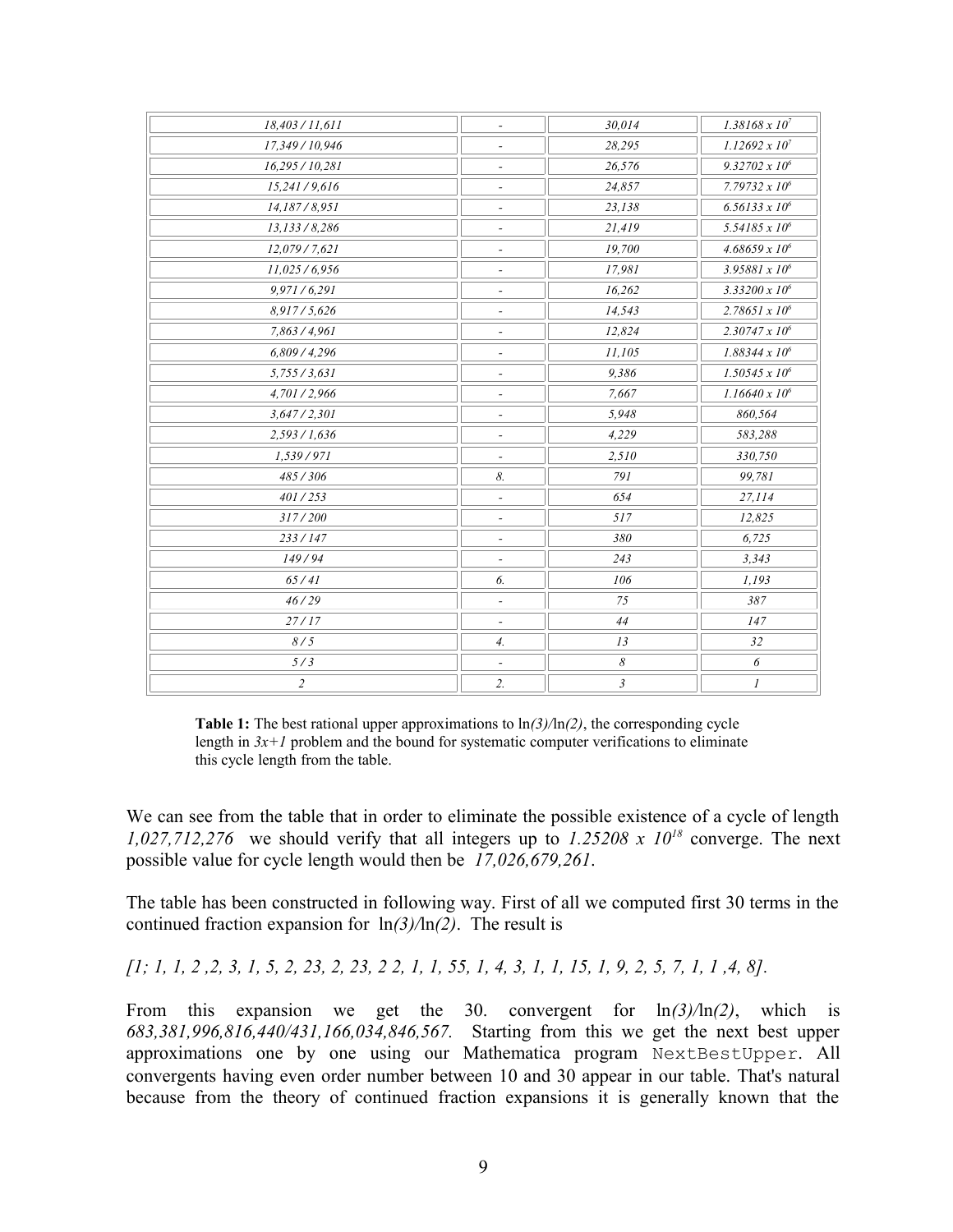| | | | |
|---|---|---|---|
| *18,403 / 11,611* | - | *30,014* | $1.38168 \times 10^7$ |
| *17,349 / 10,946* | - | *28,295* | $1.12692 \times 10^7$ |
| *16,295 / 10,281* | - | *26,576* | $9.32702 \times 10^6$ |
| *15,241 / 9,616* | - | *24,857* | $7.79732 \times 10^6$ |
| *14,187 / 8,951* | - | *23,138* | $6.56133 \times 10^6$ |
| *13,133 / 8,286* | - | *21,419* | $5.54185 \times 10^6$ |
| *12,079 / 7,621* | - | *19,700* | $4.68659 \times 10^6$ |
| *11,025 / 6,956* | - | *17,981* | $3.95881 \times 10^6$ |
| *9,971 / 6,291* | - | *16,262* | $3.33200 \times 10^6$ |
| *8,917 / 5,626* | - | *14,543* | $2.78651 \times 10^6$ |
| *7,863 / 4,961* | - | *12,824* | $2.30747 \times 10^6$ |
| *6,809 / 4,296* | - | *11,105* | $1.88344 \times 10^6$ |
| *5,755 / 3,631* | - | *9,386* | $1.50545 \times 10^6$ |
| *4,701 / 2,966* | - | *7,667* | $1.16640 \times 10^6$ |
| *3,647 / 2,301* | - | *5,948* | *860,564* |
| *2,593 / 1,636* | - | *4,229* | *583,288* |
| *1,539 / 971* | - | *2,510* | *330,750* |
| *485 / 306* | *8.* | *791* | *99,781* |
| *401 / 253* | - | *654* | *27,114* |
| *317 / 200* | - | *517* | *12,825* |
| *233 / 147* | - | *380* | *6,725* |
| *149 / 94* | - | *243* | *3,343* |
| *65 / 41* | *6.* | *106* | *1,193* |
| *46 / 29* | - | *75* | *387* |
| *27 / 17* | - | *44* | *147* |
| *8 / 5* | *4.* | *13* | *32* |
| *5 / 3* | - | *8* | *6* |
| *2* | *2.* | *3* | *1* |

**Table 1:** The best rational upper approximations to ln*(3)*/ln*(2)*, the corresponding cycle length in $3x+1$ problem and the bound for systematic computer verifications to eliminate this cycle length from the table.

We can see from the table that in order to eliminate the possible existence of a cycle of length *1,027,712,276* we should verify that all integers up to $1.25208 \times 10^{18}$ converge. The next possible value for cycle length would then be *17,026,679,261*.

The table has been constructed in following way. First of all we computed first 30 terms in the continued fraction expansion for ln*(3)*/ln*(2)*. The result is

*[1; 1, 1, 2 ,2, 3, 1, 5, 2, 23, 2, 23, 2 2, 1, 1, 55, 1, 4, 3, 1, 1, 15, 1, 9, 2, 5, 7, 1, 1 ,4, 8].*

From this expansion we get the 30. convergent for ln*(3)*/ln*(2)*, which is *683,381,996,816,440/431,166,034,846,567.* Starting from this we get the next best upper approximations one by one using our Mathematica program `NextBestUpper`. All convergents having even order number between 10 and 30 appear in our table. That's natural because from the theory of continued fraction expansions it is generally known that the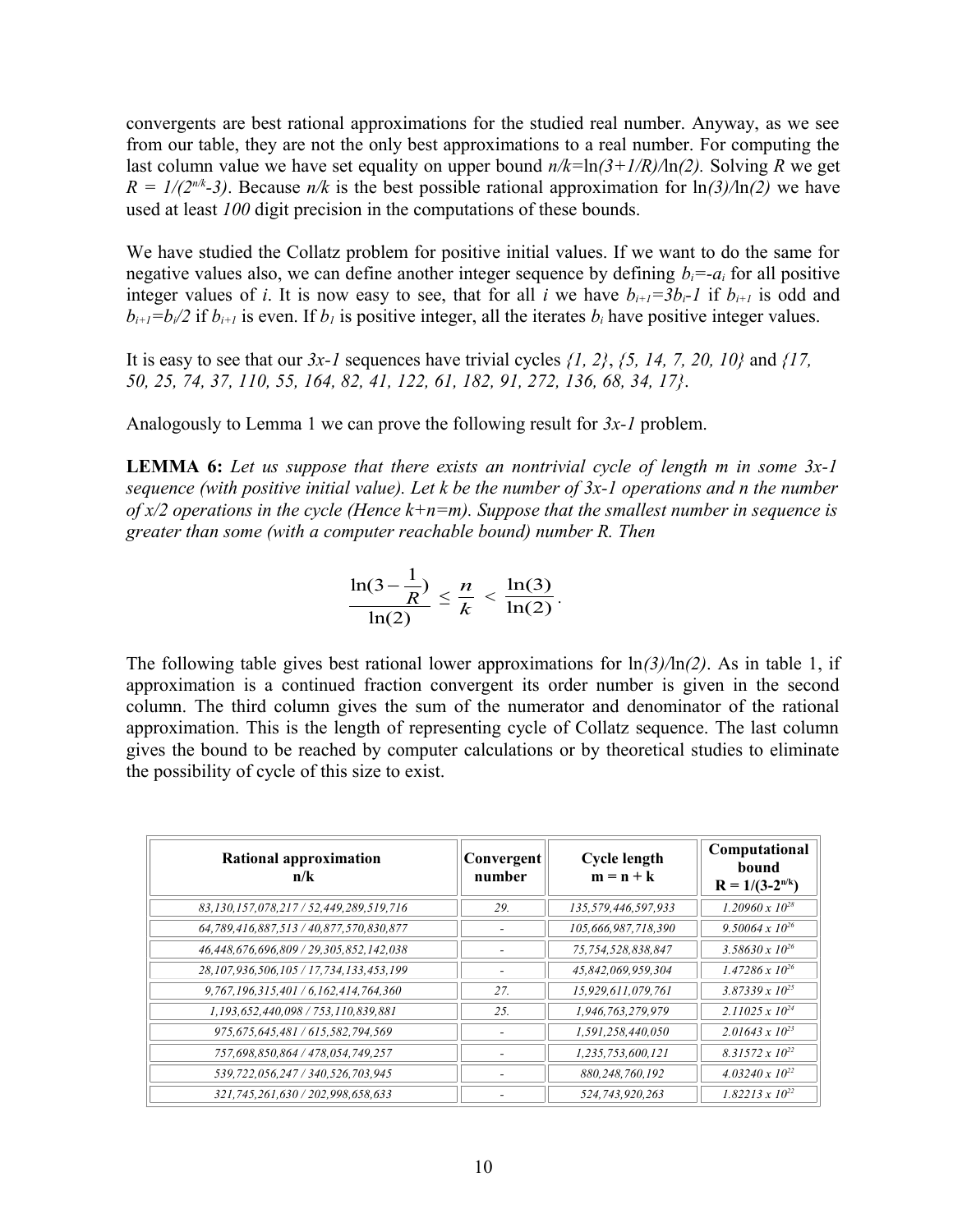convergents are best rational approximations for the studied real number. Anyway, as we see from our table, they are not the only best approximations to a real number. For computing the last column value we have set equality on upper bound $n/k=\ln(3+1/R)/\ln(2)$. Solving $R$ we get $R = 1/(2^{n/k}-3)$. Because $n/k$ is the best possible rational approximation for $\ln(3)/\ln(2)$ we have used at least *100* digit precision in the computations of these bounds.

We have studied the Collatz problem for positive initial values. If we want to do the same for negative values also, we can define another integer sequence by defining $b_i=-a_i$ for all positive integer values of $i$. It is now easy to see, that for all $i$ we have $b_{i+1}=3b_i-1$ if $b_{i+1}$ is odd and $b_{i+1}=b_i/2$ if $b_{i+1}$ is even. If $b_1$ is positive integer, all the iterates $b_i$ have positive integer values.

It is easy to see that our $3x-1$ sequences have trivial cycles *{1, 2}*, *{5, 14, 7, 20, 10}* and *{17, 50, 25, 74, 37, 110, 55, 164, 82, 41, 122, 61, 182, 91, 272, 136, 68, 34, 17}*.

Analogously to Lemma 1 we can prove the following result for $3x-1$ problem.

**LEMMA 6:** *Let us suppose that there exists an nontrivial cycle of length m in some 3x-1 sequence (with positive initial value). Let k be the number of 3x-1 operations and n the number of x/2 operations in the cycle (Hence k+n=m). Suppose that the smallest number in sequence is greater than some (with a computer reachable bound) number R. Then*

$$\frac{\ln(3-\frac{1}{R})}{\ln(2)} \le \frac{n}{k} < \frac{\ln(3)}{\ln(2)}.$$

The following table gives best rational lower approximations for $\ln(3)/\ln(2)$. As in table 1, if approximation is a continued fraction convergent its order number is given in the second column. The third column gives the sum of the numerator and denominator of the rational approximation. This is the length of representing cycle of Collatz sequence. The last column gives the bound to be reached by computer calculations or by theoretical studies to eliminate the possibility of cycle of this size to exist.

| Rational approximation n/k | Convergent number | Cycle length m = n + k | Computational bound $R = 1/(3-2^{n/k})$ |
|---|---|---|---|
| 83,130,157,078,217 / 52,449,289,519,716 | 29. | 135,579,446,597,933 | $1.20960 \times 10^{28}$ |
| 64,789,416,887,513 / 40,877,570,830,877 | - | 105,666,987,718,390 | $9.50064 \times 10^{26}$ |
| 46,448,676,696,809 / 29,305,852,142,038 | - | 75,754,528,838,847 | $3.58630 \times 10^{26}$ |
| 28,107,936,506,105 / 17,734,133,453,199 | - | 45,842,069,959,304 | $1.47286 \times 10^{26}$ |
| 9,767,196,315,401 / 6,162,414,764,360 | 27. | 15,929,611,079,761 | $3.87339 \times 10^{25}$ |
| 1,193,652,440,098 / 753,110,839,881 | 25. | 1,946,763,279,979 | $2.11025 \times 10^{24}$ |
| 975,675,645,481 / 615,582,794,569 | - | 1,591,258,440,050 | $2.01643 \times 10^{23}$ |
| 757,698,850,864 / 478,054,749,257 | - | 1,235,753,600,121 | $8.31572 \times 10^{22}$ |
| 539,722,056,247 / 340,526,703,945 | - | 880,248,760,192 | $4.03240 \times 10^{22}$ |
| 321,745,261,630 / 202,998,658,633 | - | 524,743,920,263 | $1.82213 \times 10^{22}$ |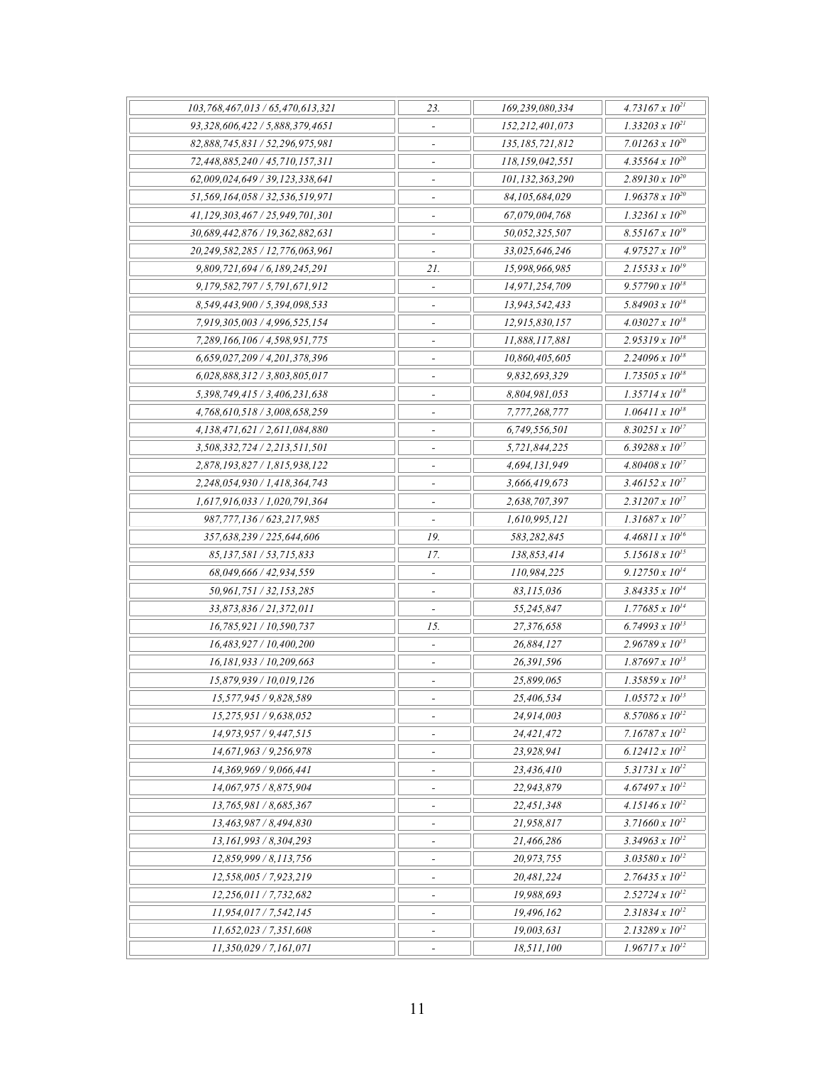| | | | |
|---|---|---|---|
| *103,768,467,013 / 65,470,613,321* | *23.* | *169,239,080,334* | $4.73167 \times 10^{21}$ |
| *93,328,606,422 / 5,888,379,4651* | - | *152,212,401,073* | $1.33203 \times 10^{21}$ |
| *82,888,745,831 / 52,296,975,981* | - | *135,185,721,812* | $7.01263 \times 10^{20}$ |
| *72,448,885,240 / 45,710,157,311* | - | *118,159,042,551* | $4.35564 \times 10^{20}$ |
| *62,009,024,649 / 39,123,338,641* | - | *101,132,363,290* | $2.89130 \times 10^{20}$ |
| *51,569,164,058 / 32,536,519,971* | - | *84,105,684,029* | $1.96378 \times 10^{20}$ |
| *41,129,303,467 / 25,949,701,301* | - | *67,079,004,768* | $1.32361 \times 10^{20}$ |
| *30,689,442,876 / 19,362,882,631* | - | *50,052,325,507* | $8.55167 \times 10^{19}$ |
| *20,249,582,285 / 12,776,063,961* | - | *33,025,646,246* | $4.97527 \times 10^{19}$ |
| *9,809,721,694 / 6,189,245,291* | *21.* | *15,998,966,985* | $2.15533 \times 10^{19}$ |
| *9,179,582,797 / 5,791,671,912* | - | *14,971,254,709* | $9.57790 \times 10^{18}$ |
| *8,549,443,900 / 5,394,098,533* | - | *13,943,542,433* | $5.84903 \times 10^{18}$ |
| *7,919,305,003 / 4,996,525,154* | - | *12,915,830,157* | $4.03027 \times 10^{18}$ |
| *7,289,166,106 / 4,598,951,775* | - | *11,888,117,881* | $2.95319 \times 10^{18}$ |
| *6,659,027,209 / 4,201,378,396* | - | *10,860,405,605* | $2.24096 \times 10^{18}$ |
| *6,028,888,312 / 3,803,805,017* | - | *9,832,693,329* | $1.73505 \times 10^{18}$ |
| *5,398,749,415 / 3,406,231,638* | - | *8,804,981,053* | $1.35714 \times 10^{18}$ |
| *4,768,610,518 / 3,008,658,259* | - | *7,777,268,777* | $1.06411 \times 10^{18}$ |
| *4,138,471,621 / 2,611,084,880* | - | *6,749,556,501* | $8.30251 \times 10^{17}$ |
| *3,508,332,724 / 2,213,511,501* | - | *5,721,844,225* | $6.39288 \times 10^{17}$ |
| *2,878,193,827 / 1,815,938,122* | - | *4,694,131,949* | $4.80408 \times 10^{17}$ |
| *2,248,054,930 / 1,418,364,743* | - | *3,666,419,673* | $3.46152 \times 10^{17}$ |
| *1,617,916,033 / 1,020,791,364* | - | *2,638,707,397* | $2.31207 \times 10^{17}$ |
| *987,777,136 / 623,217,985* | - | *1,610,995,121* | $1.31687 \times 10^{17}$ |
| *357,638,239 / 225,644,606* | *19.* | *583,282,845* | $4.46811 \times 10^{16}$ |
| *85,137,581 / 53,715,833* | *17.* | *138,853,414* | $5.15618 \times 10^{15}$ |
| *68,049,666 / 42,934,559* | - | *110,984,225* | $9.12750 \times 10^{14}$ |
| *50,961,751 / 32,153,285* | - | *83,115,036* | $3.84335 \times 10^{14}$ |
| *33,873,836 / 21,372,011* | - | *55,245,847* | $1.77685 \times 10^{14}$ |
| *16,785,921 / 10,590,737* | *15.* | *27,376,658* | $6.74993 \times 10^{13}$ |
| *16,483,927 / 10,400,200* | - | *26,884,127* | $2.96789 \times 10^{13}$ |
| *16,181,933 / 10,209,663* | - | *26,391,596* | $1.87697 \times 10^{13}$ |
| *15,879,939 / 10,019,126* | - | *25,899,065* | $1.35859 \times 10^{13}$ |
| *15,577,945 / 9,828,589* | - | *25,406,534* | $1.05572 \times 10^{13}$ |
| *15,275,951 / 9,638,052* | - | *24,914,003* | $8.57086 \times 10^{12}$ |
| *14,973,957 / 9,447,515* | - | *24,421,472* | $7.16787 \times 10^{12}$ |
| *14,671,963 / 9,256,978* | - | *23,928,941* | $6.12412 \times 10^{12}$ |
| *14,369,969 / 9,066,441* | - | *23,436,410* | $5.31731 \times 10^{12}$ |
| *14,067,975 / 8,875,904* | - | *22,943,879* | $4.67497 \times 10^{12}$ |
| *13,765,981 / 8,685,367* | - | *22,451,348* | $4.15146 \times 10^{12}$ |
| *13,463,987 / 8,494,830* | - | *21,958,817* | $3.71660 \times 10^{12}$ |
| *13,161,993 / 8,304,293* | - | *21,466,286* | $3.34963 \times 10^{12}$ |
| *12,859,999 / 8,113,756* | - | *20,973,755* | $3.03580 \times 10^{12}$ |
| *12,558,005 / 7,923,219* | - | *20,481,224* | $2.76435 \times 10^{12}$ |
| *12,256,011 / 7,732,682* | - | *19,988,693* | $2.52724 \times 10^{12}$ |
| *11,954,017 / 7,542,145* | - | *19,496,162* | $2.31834 \times 10^{12}$ |
| *11,652,023 / 7,351,608* | - | *19,003,631* | $2.13289 \times 10^{12}$ |
| *11,350,029 / 7,161,071* | - | *18,511,100* | $1.96717 \times 10^{12}$ |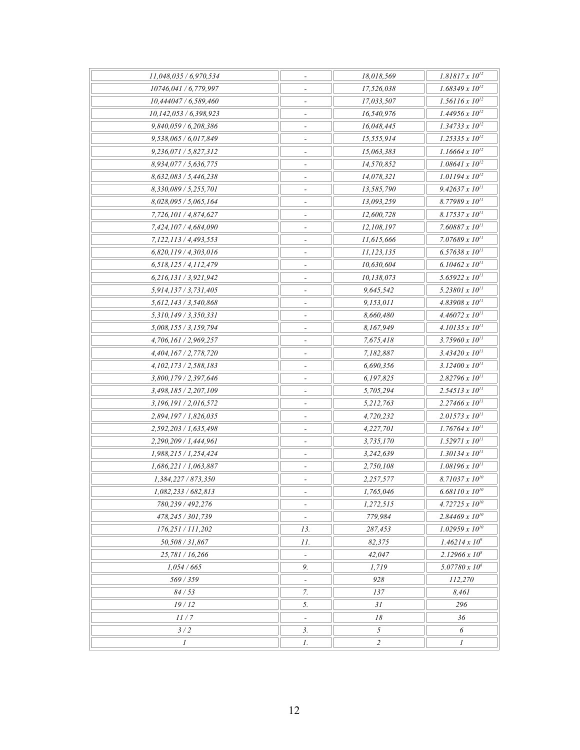| | | | |
|---|---|---|---|
| 11,048,035 / 6,970,534 | - | 18,018,569 | $1.81817 \times 10^{12}$ |
| 10746,041 / 6,779,997 | - | 17,526,038 | $1.68349 \times 10^{12}$ |
| 10,444047 / 6,589,460 | - | 17,033,507 | $1.56116 \times 10^{12}$ |
| 10,142,053 / 6,398,923 | - | 16,540,976 | $1.44956 \times 10^{12}$ |
| 9,840,059 / 6,208,386 | - | 16,048,445 | $1.34733 \times 10^{12}$ |
| 9,538,065 / 6,017,849 | - | 15,555,914 | $1.25335 \times 10^{12}$ |
| 9,236,071 / 5,827,312 | - | 15,063,383 | $1.16664 \times 10^{12}$ |
| 8,934,077 / 5,636,775 | - | 14,570,852 | $1.08641 \times 10^{12}$ |
| 8,632,083 / 5,446,238 | - | 14,078,321 | $1.01194 \times 10^{12}$ |
| 8,330,089 / 5,255,701 | - | 13,585,790 | $9.42637 \times 10^{11}$ |
| 8,028,095 / 5,065,164 | - | 13,093,259 | $8.77989 \times 10^{11}$ |
| 7,726,101 / 4,874,627 | - | 12,600,728 | $8.17537 \times 10^{11}$ |
| 7,424,107 / 4,684,090 | - | 12,108,197 | $7.60887 \times 10^{11}$ |
| 7,122,113 / 4,493,553 | - | 11,615,666 | $7.07689 \times 10^{11}$ |
| 6,820,119 / 4,303,016 | - | 11,123,135 | $6.57638 \times 10^{11}$ |
| 6,518,125 / 4,112,479 | - | 10,630,604 | $6.10462 \times 10^{11}$ |
| 6,216,131 / 3,921,942 | - | 10,138,073 | $5.65922 \times 10^{11}$ |
| 5,914,137 / 3,731,405 | - | 9,645,542 | $5.23801 \times 10^{11}$ |
| 5,612,143 / 3,540,868 | - | 9,153,011 | $4.83908 \times 10^{11}$ |
| 5,310,149 / 3,350,331 | - | 8,660,480 | $4.46072 \times 10^{11}$ |
| 5,008,155 / 3,159,794 | - | 8,167,949 | $4.10135 \times 10^{11}$ |
| 4,706,161 / 2,969,257 | - | 7,675,418 | $3.75960 \times 10^{11}$ |
| 4,404,167 / 2,778,720 | - | 7,182,887 | $3.43420 \times 10^{11}$ |
| 4,102,173 / 2,588,183 | - | 6,690,356 | $3.12400 \times 10^{11}$ |
| 3,800,179 / 2,397,646 | - | 6,197,825 | $2.82796 \times 10^{11}$ |
| 3,498,185 / 2,207,109 | - | 5,705,294 | $2.54513 \times 10^{11}$ |
| 3,196,191 / 2,016,572 | - | 5,212,763 | $2.27466 \times 10^{11}$ |
| 2,894,197 / 1,826,035 | - | 4,720,232 | $2.01573 \times 10^{11}$ |
| 2,592,203 / 1,635,498 | - | 4,227,701 | $1.76764 \times 10^{11}$ |
| 2,290,209 / 1,444,961 | - | 3,735,170 | $1.52971 \times 10^{11}$ |
| 1,988,215 / 1,254,424 | - | 3,242,639 | $1.30134 \times 10^{11}$ |
| 1,686,221 / 1,063,887 | - | 2,750,108 | $1.08196 \times 10^{11}$ |
| 1,384,227 / 873,350 | - | 2,257,577 | $8.71037 \times 10^{10}$ |
| 1,082,233 / 682,813 | - | 1,765,046 | $6.68110 \times 10^{10}$ |
| 780,239 / 492,276 | - | 1,272,515 | $4.72725 \times 10^{10}$ |
| 478,245 / 301,739 | - | 779,984 | $2.84469 \times 10^{10}$ |
| 176,251 / 111,202 | 13. | 287,453 | $1.02959 \times 10^{10}$ |
| 50,508 / 31,867 | 11. | 82,375 | $1.46214 \times 10^{9}$ |
| 25,781 / 16,266 | - | 42,047 | $2.12966 \times 10^{8}$ |
| 1,054 / 665 | 9. | 1,719 | $5.07780 \times 10^{6}$ |
| 569 / 359 | - | 928 | 112,270 |
| 84 / 53 | 7. | 137 | 8,461 |
| 19 / 12 | 5. | 31 | 296 |
| 11 / 7 | - | 18 | 36 |
| 3 / 2 | 3. | 5 | 6 |
| 1 | 1. | 2 | 1 |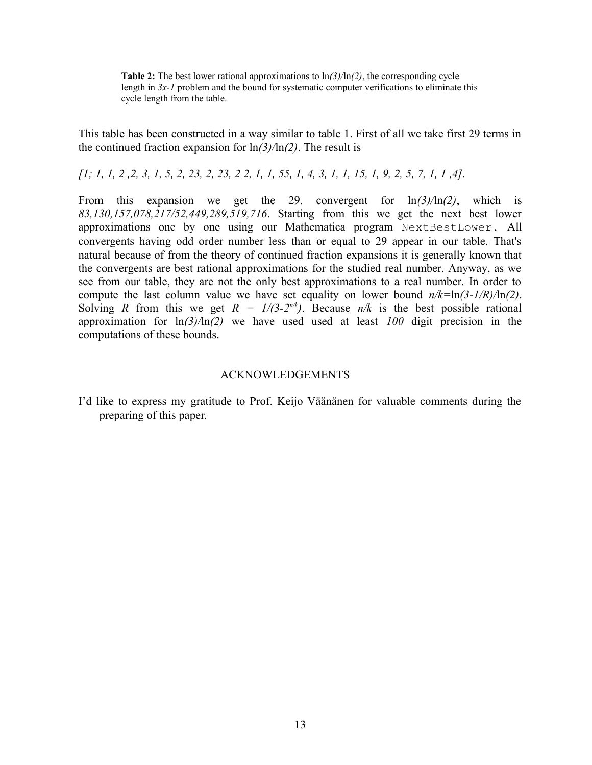**Table 2:** The best lower rational approximations to ln*(3)/*ln*(2)*, the corresponding cycle length in *3x-1* problem and the bound for systematic computer verifications to eliminate this cycle length from the table.

This table has been constructed in a way similar to table 1. First of all we take first 29 terms in the continued fraction expansion for ln*(3)/*ln*(2)*. The result is

*[1; 1, 1, 2 ,2, 3, 1, 5, 2, 23, 2, 23, 2 2, 1, 1, 55, 1, 4, 3, 1, 1, 15, 1, 9, 2, 5, 7, 1, 1 ,4].*

From this expansion we get the 29. convergent for ln*(3)/*ln*(2)*, which is *83,130,157,078,217/52,449,289,519,716*. Starting from this we get the next best lower approximations one by one using our Mathematica program `NextBestLower`. All convergents having odd order number less than or equal to 29 appear in our table. That's natural because of from the theory of continued fraction expansions it is generally known that the convergents are best rational approximations for the studied real number. Anyway, as we see from our table, they are not the only best approximations to a real number. In order to compute the last column value we have set equality on lower bound $n/k=\ln(3-1/R)/\ln(2)$. Solving $R$ from this we get $R = 1/(3-2^{n/k})$. Because $n/k$ is the best possible rational approximation for ln*(3)/*ln*(2)* we have used used at least *100* digit precision in the computations of these bounds.

## ACKNOWLEDGEMENTS

I'd like to express my gratitude to Prof. Keijo Väänänen for valuable comments during the preparing of this paper.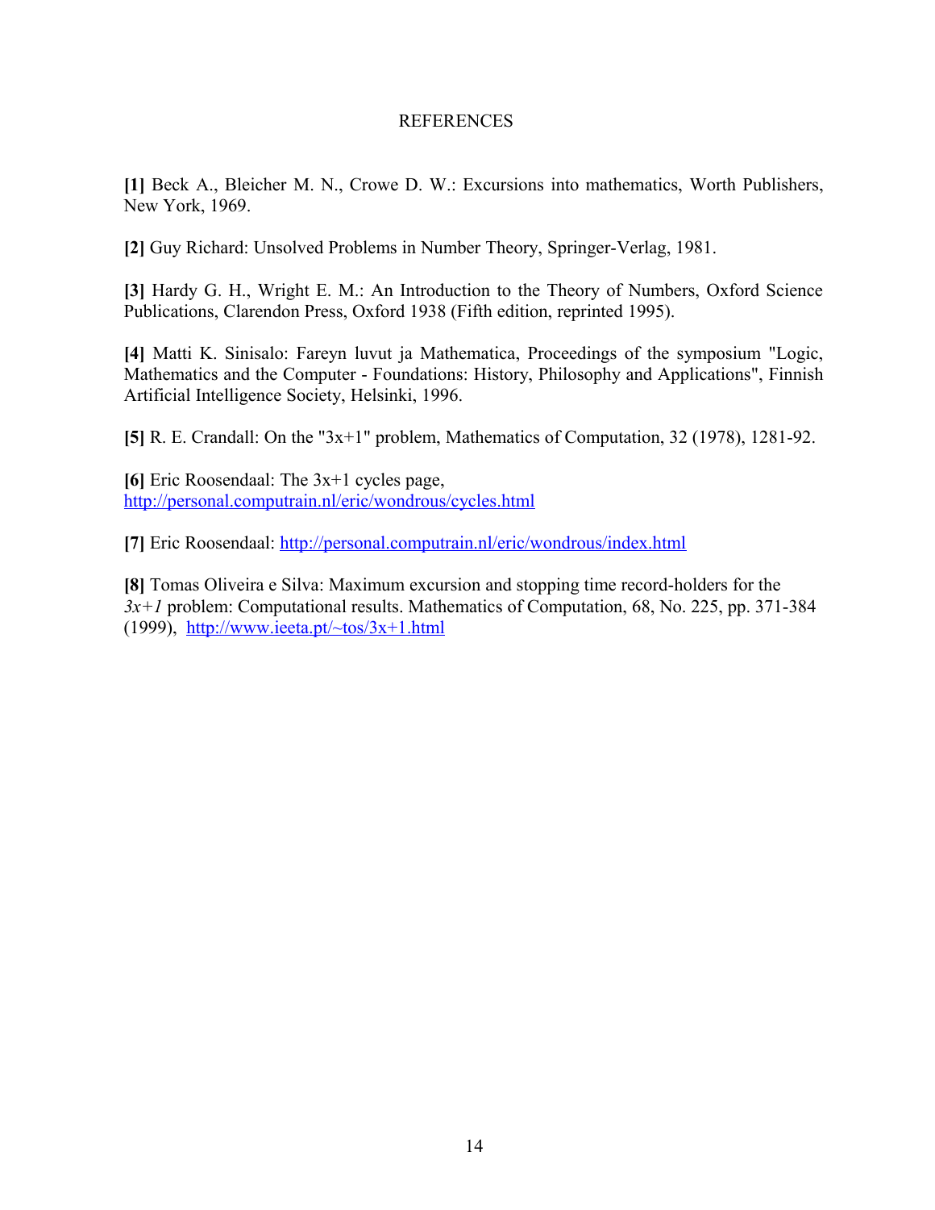## REFERENCES

**[1]** Beck A., Bleicher M. N., Crowe D. W.: Excursions into mathematics, Worth Publishers, New York, 1969.

**[2]** Guy Richard: Unsolved Problems in Number Theory, Springer-Verlag, 1981.

**[3]** Hardy G. H., Wright E. M.: An Introduction to the Theory of Numbers, Oxford Science Publications, Clarendon Press, Oxford 1938 (Fifth edition, reprinted 1995).

**[4]** Matti K. Sinisalo: Fareyn luvut ja Mathematica, Proceedings of the symposium "Logic, Mathematics and the Computer - Foundations: History, Philosophy and Applications", Finnish Artificial Intelligence Society, Helsinki, 1996.

**[5]** R. E. Crandall: On the "3x+1" problem, Mathematics of Computation, 32 (1978), 1281-92.

**[6]** Eric Roosendaal: The 3x+1 cycles page,
http://personal.computrain.nl/eric/wondrous/cycles.html

**[7]** Eric Roosendaal: http://personal.computrain.nl/eric/wondrous/index.html

**[8]** Tomas Oliveira e Silva: Maximum excursion and stopping time record-holders for the *3x+1* problem: Computational results. Mathematics of Computation, 68, No. 225, pp. 371-384 (1999), http://www.ieeta.pt/~tos/3x+1.html